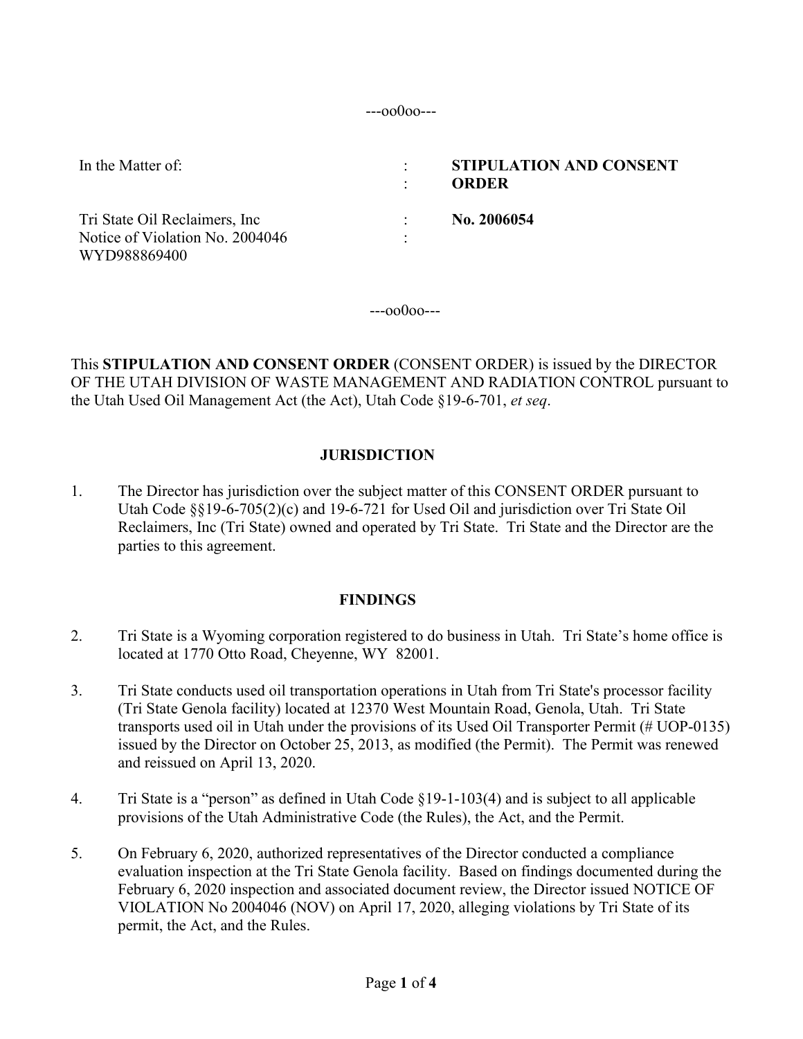---oo0oo---

| In the Matter of: | : | **STIPULATION AND CONSENT ORDER** |
|---|---|---|
| Tri State Oil Reclaimers, Inc<br>Notice of Violation No. 2004046<br>WYD988869400 | : | **No. 2006054** |

---oo0oo---

This **STIPULATION AND CONSENT ORDER** (CONSENT ORDER) is issued by the DIRECTOR OF THE UTAH DIVISION OF WASTE MANAGEMENT AND RADIATION CONTROL pursuant to the Utah Used Oil Management Act (the Act), Utah Code §19-6-701, *et seq*.

## JURISDICTION

1. The Director has jurisdiction over the subject matter of this CONSENT ORDER pursuant to Utah Code §§19-6-705(2)(c) and 19-6-721 for Used Oil and jurisdiction over Tri State Oil Reclaimers, Inc (Tri State) owned and operated by Tri State. Tri State and the Director are the parties to this agreement.

## FINDINGS

2. Tri State is a Wyoming corporation registered to do business in Utah. Tri State's home office is located at 1770 Otto Road, Cheyenne, WY 82001.

3. Tri State conducts used oil transportation operations in Utah from Tri State's processor facility (Tri State Genola facility) located at 12370 West Mountain Road, Genola, Utah. Tri State transports used oil in Utah under the provisions of its Used Oil Transporter Permit (# UOP-0135) issued by the Director on October 25, 2013, as modified (the Permit). The Permit was renewed and reissued on April 13, 2020.

4. Tri State is a "person" as defined in Utah Code §19-1-103(4) and is subject to all applicable provisions of the Utah Administrative Code (the Rules), the Act, and the Permit.

5. On February 6, 2020, authorized representatives of the Director conducted a compliance evaluation inspection at the Tri State Genola facility. Based on findings documented during the February 6, 2020 inspection and associated document review, the Director issued NOTICE OF VIOLATION No 2004046 (NOV) on April 17, 2020, alleging violations by Tri State of its permit, the Act, and the Rules.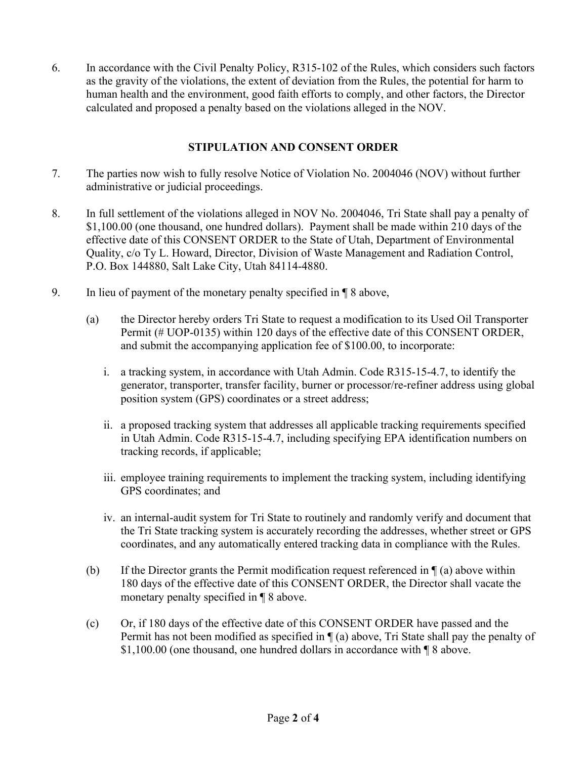6. In accordance with the Civil Penalty Policy, R315-102 of the Rules, which considers such factors as the gravity of the violations, the extent of deviation from the Rules, the potential for harm to human health and the environment, good faith efforts to comply, and other factors, the Director calculated and proposed a penalty based on the violations alleged in the NOV.

## STIPULATION AND CONSENT ORDER

7. The parties now wish to fully resolve Notice of Violation No. 2004046 (NOV) without further administrative or judicial proceedings.

8. In full settlement of the violations alleged in NOV No. 2004046, Tri State shall pay a penalty of $1,100.00 (one thousand, one hundred dollars). Payment shall be made within 210 days of the effective date of this CONSENT ORDER to the State of Utah, Department of Environmental Quality, c/o Ty L. Howard, Director, Division of Waste Management and Radiation Control, P.O. Box 144880, Salt Lake City, Utah 84114-4880.

9. In lieu of payment of the monetary penalty specified in ¶ 8 above,

   (a) the Director hereby orders Tri State to request a modification to its Used Oil Transporter Permit (# UOP-0135) within 120 days of the effective date of this CONSENT ORDER, and submit the accompanying application fee of $100.00, to incorporate:

      i. a tracking system, in accordance with Utah Admin. Code R315-15-4.7, to identify the generator, transporter, transfer facility, burner or processor/re-refiner address using global position system (GPS) coordinates or a street address;

      ii. a proposed tracking system that addresses all applicable tracking requirements specified in Utah Admin. Code R315-15-4.7, including specifying EPA identification numbers on tracking records, if applicable;

      iii. employee training requirements to implement the tracking system, including identifying GPS coordinates; and

      iv. an internal-audit system for Tri State to routinely and randomly verify and document that the Tri State tracking system is accurately recording the addresses, whether street or GPS coordinates, and any automatically entered tracking data in compliance with the Rules.

   (b) If the Director grants the Permit modification request referenced in ¶ (a) above within 180 days of the effective date of this CONSENT ORDER, the Director shall vacate the monetary penalty specified in ¶ 8 above.

   (c) Or, if 180 days of the effective date of this CONSENT ORDER have passed and the Permit has not been modified as specified in ¶ (a) above, Tri State shall pay the penalty of $1,100.00 (one thousand, one hundred dollars in accordance with ¶ 8 above.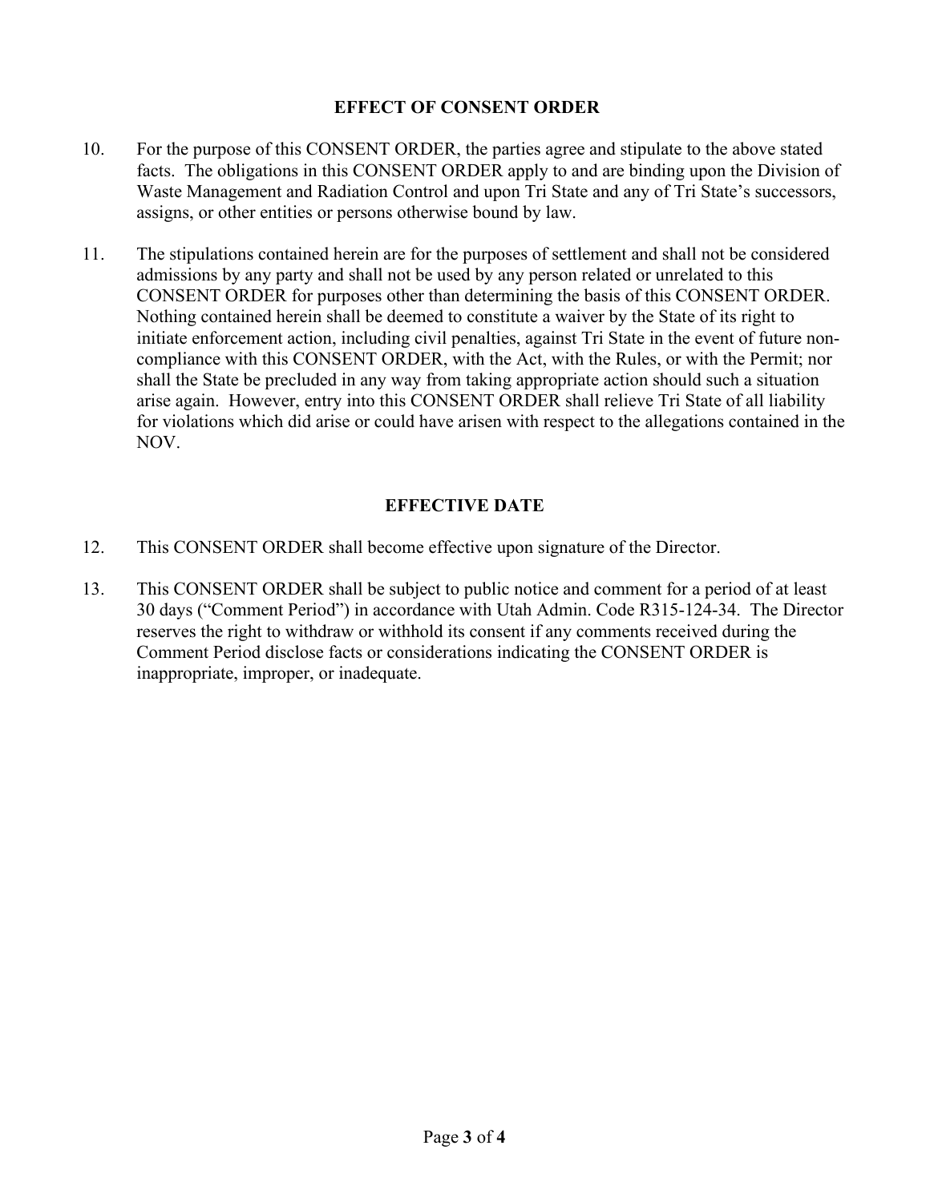## EFFECT OF CONSENT ORDER

10. For the purpose of this CONSENT ORDER, the parties agree and stipulate to the above stated facts. The obligations in this CONSENT ORDER apply to and are binding upon the Division of Waste Management and Radiation Control and upon Tri State and any of Tri State's successors, assigns, or other entities or persons otherwise bound by law.

11. The stipulations contained herein are for the purposes of settlement and shall not be considered admissions by any party and shall not be used by any person related or unrelated to this CONSENT ORDER for purposes other than determining the basis of this CONSENT ORDER. Nothing contained herein shall be deemed to constitute a waiver by the State of its right to initiate enforcement action, including civil penalties, against Tri State in the event of future non-compliance with this CONSENT ORDER, with the Act, with the Rules, or with the Permit; nor shall the State be precluded in any way from taking appropriate action should such a situation arise again. However, entry into this CONSENT ORDER shall relieve Tri State of all liability for violations which did arise or could have arisen with respect to the allegations contained in the NOV.

## EFFECTIVE DATE

12. This CONSENT ORDER shall become effective upon signature of the Director.

13. This CONSENT ORDER shall be subject to public notice and comment for a period of at least 30 days ("Comment Period") in accordance with Utah Admin. Code R315-124-34. The Director reserves the right to withdraw or withhold its consent if any comments received during the Comment Period disclose facts or considerations indicating the CONSENT ORDER is inappropriate, improper, or inadequate.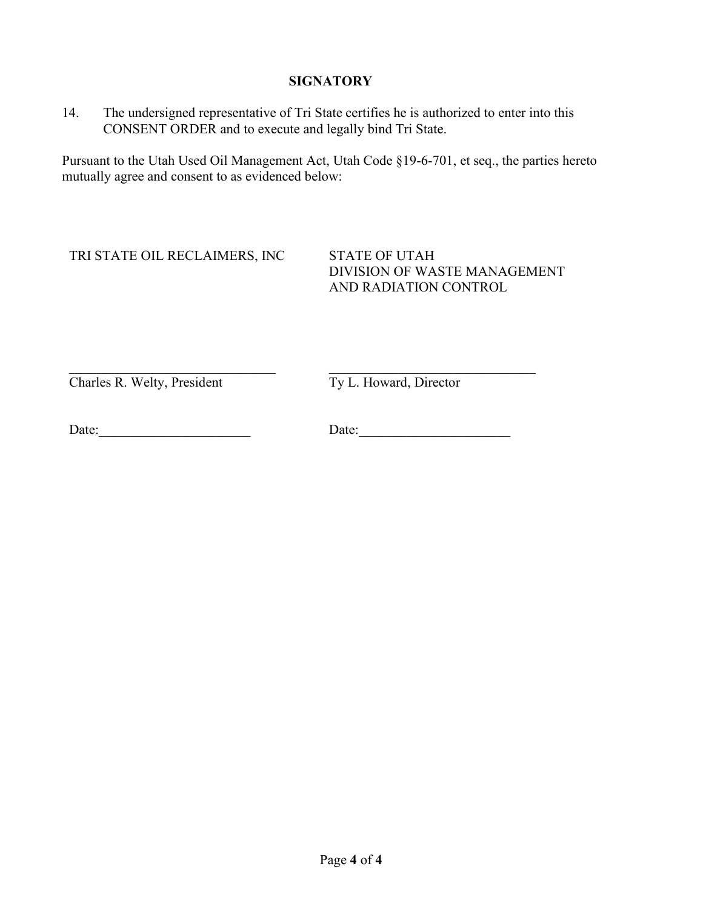**SIGNATORY**

14. The undersigned representative of Tri State certifies he is authorized to enter into this CONSENT ORDER and to execute and legally bind Tri State.

Pursuant to the Utah Used Oil Management Act, Utah Code §19-6-701, et seq., the parties hereto mutually agree and consent to as evidenced below:

| TRI STATE OIL RECLAIMERS, INC | STATE OF UTAH<br>DIVISION OF WASTE MANAGEMENT<br>AND RADIATION CONTROL |
| --- | --- |
| \_\_\_\_\_\_\_\_\_\_\_\_\_\_\_\_\_\_\_\_\_\_\_\_\_\_\_\_\_\_<br>Charles R. Welty, President | \_\_\_\_\_\_\_\_\_\_\_\_\_\_\_\_\_\_\_\_\_\_\_\_\_\_\_\_\_\_<br>Ty L. Howard, Director |
| Date:\_\_\_\_\_\_\_\_\_\_\_\_\_\_\_\_\_\_\_\_\_\_ | Date:\_\_\_\_\_\_\_\_\_\_\_\_\_\_\_\_\_\_\_\_\_\_ |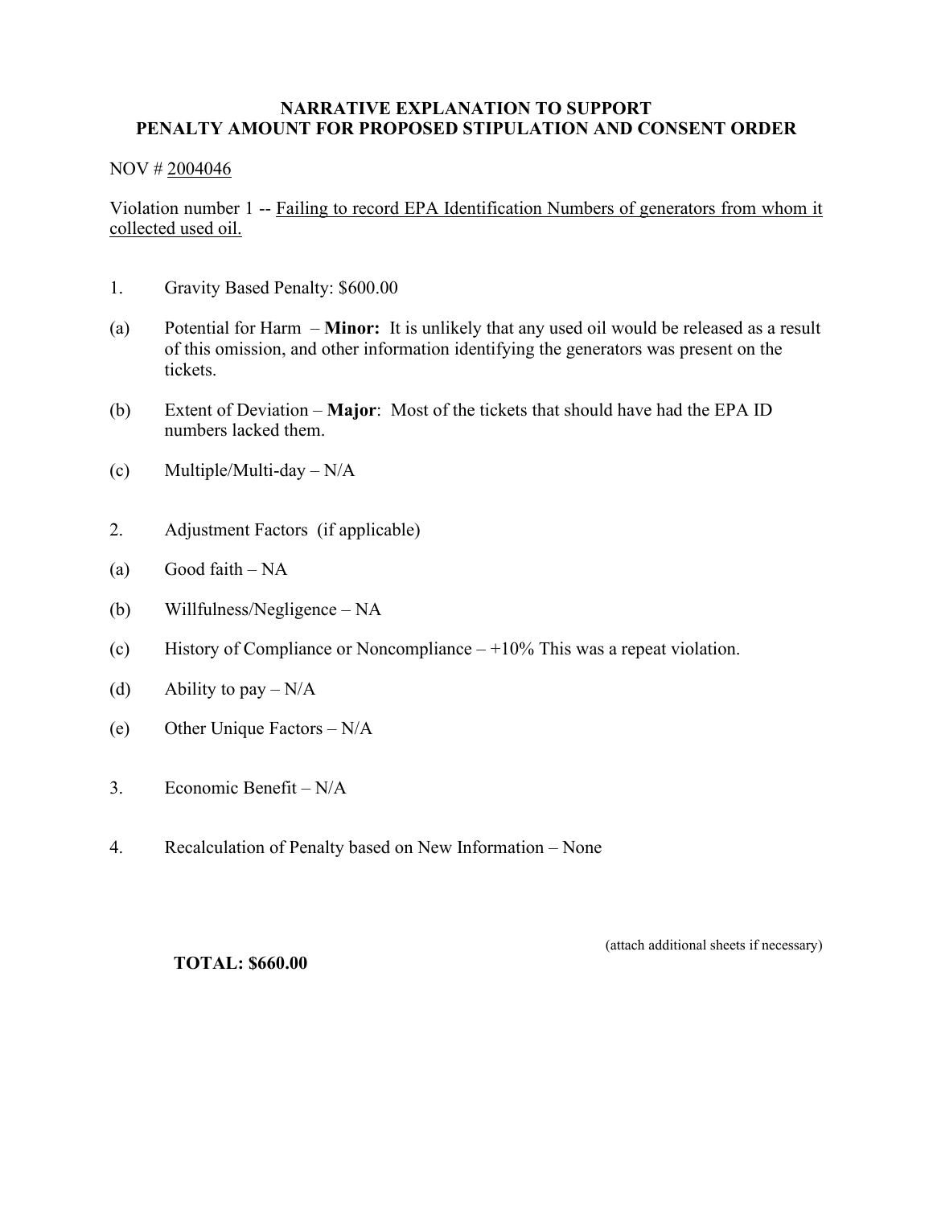# NARRATIVE EXPLANATION TO SUPPORT PENALTY AMOUNT FOR PROPOSED STIPULATION AND CONSENT ORDER

NOV # 2004046

Violation number 1 -- Failing to record EPA Identification Numbers of generators from whom it collected used oil.

1. Gravity Based Penalty: $600.00

(a) Potential for Harm – **Minor:** It is unlikely that any used oil would be released as a result of this omission, and other information identifying the generators was present on the tickets.

(b) Extent of Deviation – **Major**: Most of the tickets that should have had the EPA ID numbers lacked them.

(c) Multiple/Multi-day – N/A

2. Adjustment Factors (if applicable)

(a) Good faith – NA

(b) Willfulness/Negligence – NA

(c) History of Compliance or Noncompliance – +10% This was a repeat violation.

(d) Ability to pay – N/A

(e) Other Unique Factors – N/A

3. Economic Benefit – N/A

4. Recalculation of Penalty based on New Information – None

(attach additional sheets if necessary)

**TOTAL: $660.00**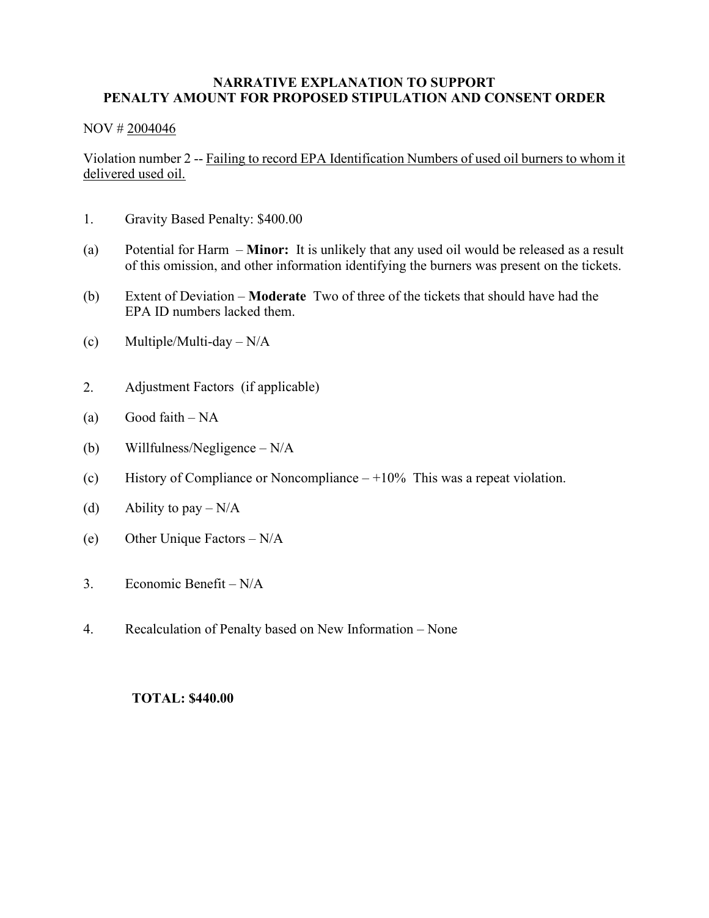**NARRATIVE EXPLANATION TO SUPPORT**
**PENALTY AMOUNT FOR PROPOSED STIPULATION AND CONSENT ORDER**

NOV # 2004046

Violation number 2 -- Failing to record EPA Identification Numbers of used oil burners to whom it delivered used oil.

1. Gravity Based Penalty: $400.00

(a) Potential for Harm – **Minor:** It is unlikely that any used oil would be released as a result of this omission, and other information identifying the burners was present on the tickets.

(b) Extent of Deviation – **Moderate** Two of three of the tickets that should have had the EPA ID numbers lacked them.

(c) Multiple/Multi-day – N/A

2. Adjustment Factors (if applicable)

(a) Good faith – NA

(b) Willfulness/Negligence – N/A

(c) History of Compliance or Noncompliance – +10% This was a repeat violation.

(d) Ability to pay – N/A

(e) Other Unique Factors – N/A

3. Economic Benefit – N/A

4. Recalculation of Penalty based on New Information – None

**TOTAL: $440.00**